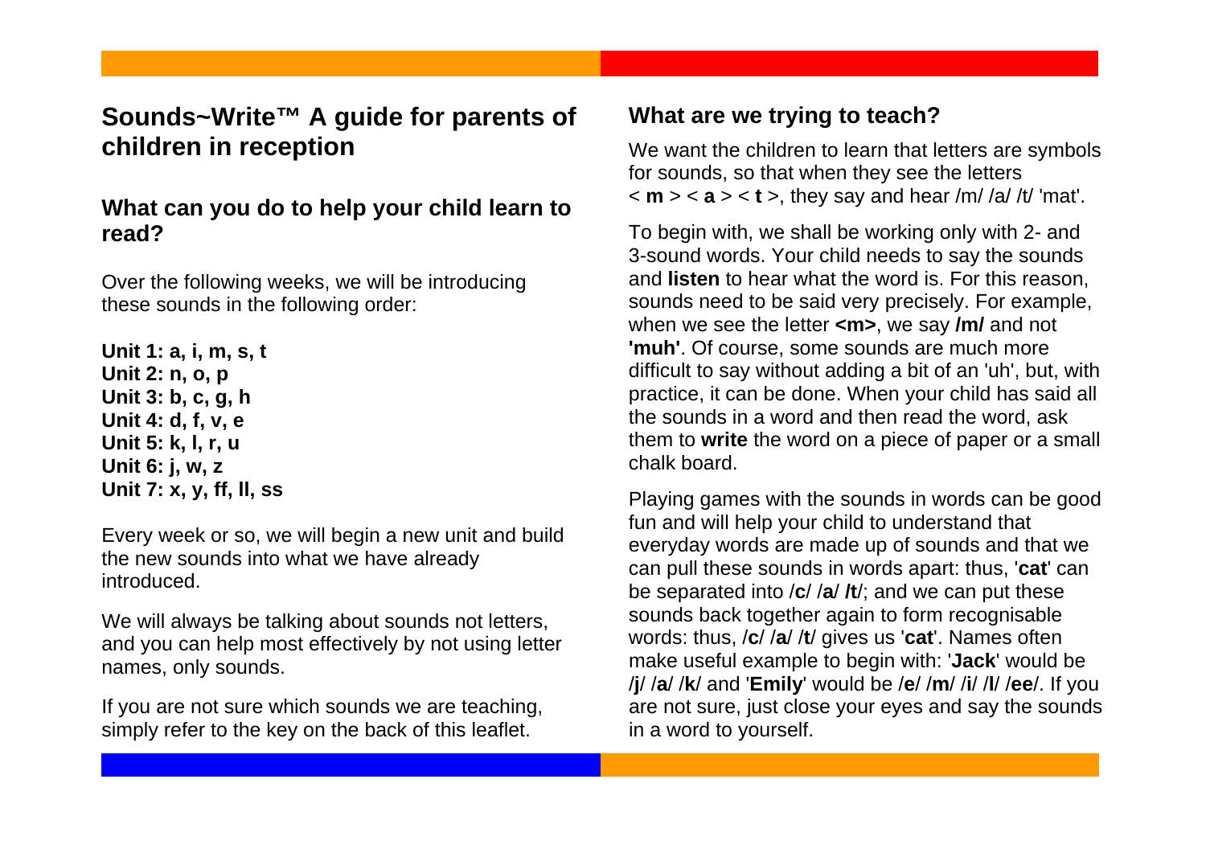# Sounds~Write™ A guide for parents of children in reception

## What can you do to help your child learn to read?

Over the following weeks, we will be introducing these sounds in the following order:

**Unit 1: a, i, m, s, t**
**Unit 2: n, o, p**
**Unit 3: b, c, g, h**
**Unit 4: d, f, v, e**
**Unit 5: k, l, r, u**
**Unit 6: j, w, z**
**Unit 7: x, y, ff, ll, ss**

Every week or so, we will begin a new unit and build the new sounds into what we have already introduced.

We will always be talking about sounds not letters, and you can help most effectively by not using letter names, only sounds.

If you are not sure which sounds we are teaching, simply refer to the key on the back of this leaflet.

## What are we trying to teach?

We want the children to learn that letters are symbols for sounds, so that when they see the letters < **m** > < **a** > < **t** >, they say and hear /m/ /a/ /t/ 'mat'.

To begin with, we shall be working only with 2- and 3-sound words. Your child needs to say the sounds and **listen** to hear what the word is. For this reason, sounds need to be said very precisely. For example, when we see the letter **<m>**, we say **/m/** and not **'muh'**. Of course, some sounds are much more difficult to say without adding a bit of an 'uh', but, with practice, it can be done. When your child has said all the sounds in a word and then read the word, ask them to **write** the word on a piece of paper or a small chalk board.

Playing games with the sounds in words can be good fun and will help your child to understand that everyday words are made up of sounds and that we can pull these sounds in words apart: thus, '**cat**' can be separated into /**c**/ /**a**/ /**t**/; and we can put these sounds back together again to form recognisable words: thus, /**c**/ /**a**/ /**t**/ gives us '**cat**'. Names often make useful example to begin with: '**Jack**' would be /**j**/ /**a**/ /**k**/ and '**Emily**' would be /**e**/ /**m**/ /**i**/ /**l**/ /**ee**/. If you are not sure, just close your eyes and say the sounds in a word to yourself.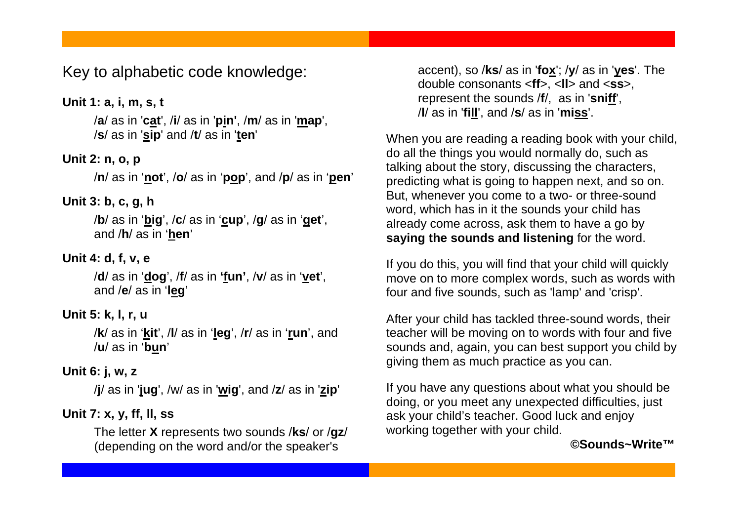Key to alphabetic code knowledge:

**Unit 1: a, i, m, s, t**

/**a**/ as in '**cat**', /**i**/ as in '**pin'**, /**m**/ as in '**map**', /**s**/ as in '**sip**' and /**t**/ as in '**ten**'

**Unit 2: n, o, p**

/**n**/ as in '**not**', /**o**/ as in '**pop**', and /**p**/ as in '**pen**'

**Unit 3: b, c, g, h**

/**b**/ as in '**big**', /**c**/ as in '**cup**', /**g**/ as in '**get**', and /**h**/ as in '**hen**'

**Unit 4: d, f, v, e**

/**d**/ as in '**dog**', /**f**/ as in **'fun'**, /**v**/ as in '**vet**', and /**e**/ as in '**leg**'

**Unit 5: k, l, r, u**

/**k**/ as in '**kit**', /**l**/ as in '**leg**', /**r**/ as in '**run**', and /**u**/ as in '**bun**'

**Unit 6: j, w, z**

/**j**/ as in '**jug**', /w/ as in '**wig**', and /**z**/ as in '**zip**'

**Unit 7: x, y, ff, ll, ss**

The letter **X** represents two sounds /**ks**/ or /**gz**/ (depending on the word and/or the speaker's accent), so /**ks**/ as in '**fox**'; /**y**/ as in '**yes**'. The double consonants <**ff**>, <**ll**> and <**ss**>, represent the sounds /**f**/, as in '**sniff**', /**l**/ as in '**fill**', and /**s**/ as in '**miss**'.

When you are reading a reading book with your child, do all the things you would normally do, such as talking about the story, discussing the characters, predicting what is going to happen next, and so on. But, whenever you come to a two- or three-sound word, which has in it the sounds your child has already come across, ask them to have a go by **saying the sounds and listening** for the word.

If you do this, you will find that your child will quickly move on to more complex words, such as words with four and five sounds, such as 'lamp' and 'crisp'.

After your child has tackled three-sound words, their teacher will be moving on to words with four and five sounds and, again, you can best support you child by giving them as much practice as you can.

If you have any questions about what you should be doing, or you meet any unexpected difficulties, just ask your child's teacher. Good luck and enjoy working together with your child.

**©Sounds~Write™**